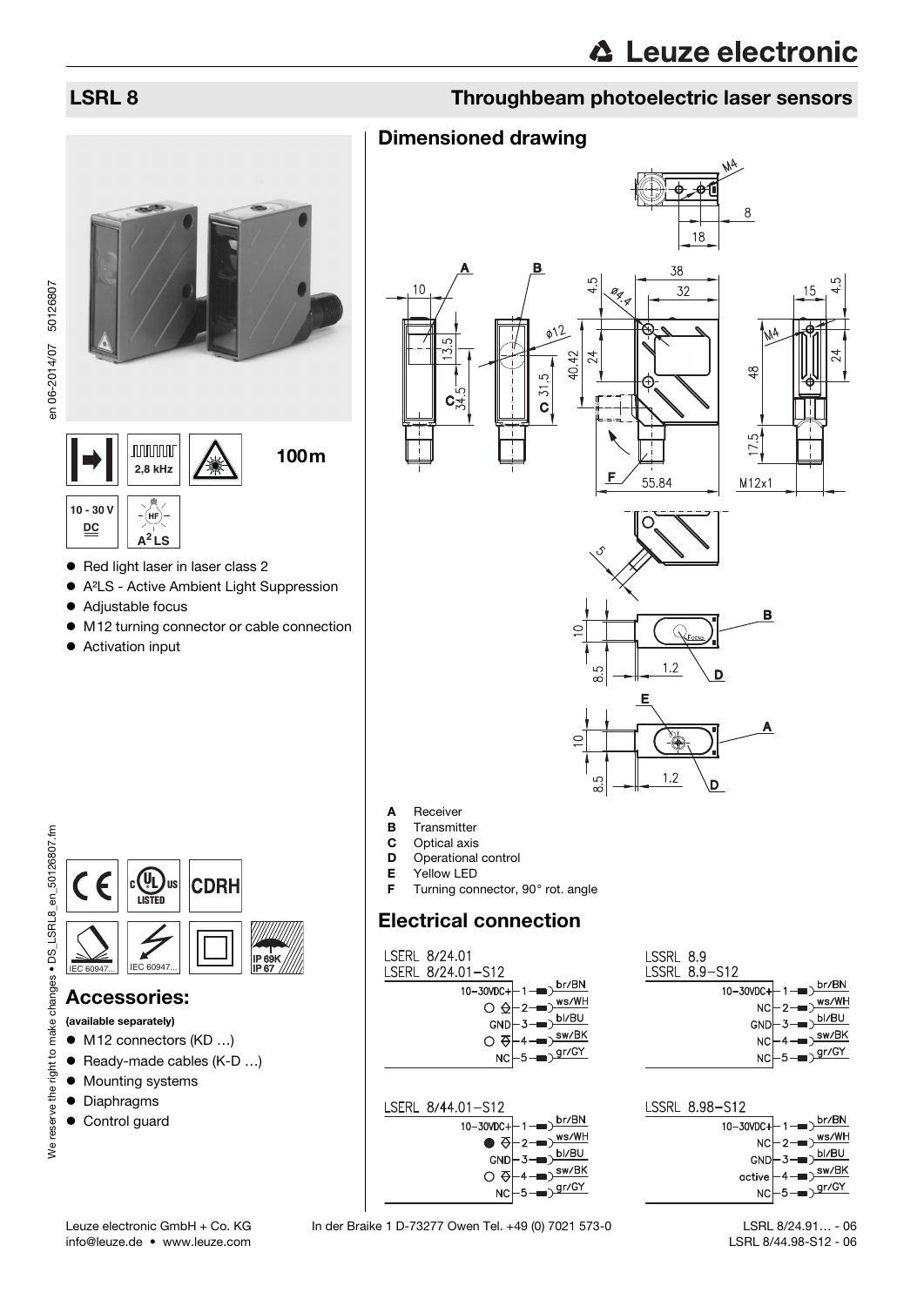# Leuze electronic

## LSRL 8 — Throughbeam photoelectric laser sensors

2,8 kHz

100 m

10 - 30 V DC

A²LS

- Red light laser in laser class 2
- A²LS - Active Ambient Light Suppression
- Adjustable focus
- M12 turning connector or cable connection
- Activation input

IEC 60947... IEC 60947... IP 69K IP 67

## Accessories:

**(available separately)**

- M12 connectors (KD …)
- Ready-made cables (K-D …)
- Mounting systems
- Diaphragms
- Control guard

## Dimensioned drawing

- **A** Receiver
- **B** Transmitter
- **C** Optical axis
- **D** Operational control
- **E** Yellow LED
- **F** Turning connector, 90° rot. angle

## Electrical connection

**LSERL 8/24.01**
**LSERL 8/24.01-S12**

| Pin | Signal | Wire |
|---|---|---|
| 1 | 10-30VDC+ | br/BN |
| 2 | ○ (switching output) | ws/WH |
| 3 | GND | bl/BU |
| 4 | ○ (switching output) | sw/BK |
| 5 | NC | gr/GY |

**LSSRL 8.9**
**LSSRL 8.9-S12**

| Pin | Signal | Wire |
|---|---|---|
| 1 | 10-30VDC+ | br/BN |
| 2 | NC | ws/WH |
| 3 | GND | bl/BU |
| 4 | NC | sw/BK |
| 5 | NC | gr/GY |

**LSERL 8/44.01-S12**

| Pin | Signal | Wire |
|---|---|---|
| 1 | 10-30VDC+ | br/BN |
| 2 | ● (switching output) | ws/WH |
| 3 | GND | bl/BU |
| 4 | ○ (switching output) | sw/BK |
| 5 | NC | gr/GY |

**LSSRL 8.98-S12**

| Pin | Signal | Wire |
|---|---|---|
| 1 | 10-30VDC+ | br/BN |
| 2 | NC | ws/WH |
| 3 | GND | bl/BU |
| 4 | active | sw/BK |
| 5 | NC | gr/GY |

Leuze electronic GmbH + Co. KG In der Braike 1 D-73277 Owen Tel. +49 (0) 7021 573-0
info@leuze.de • www.leuze.com

LSRL 8/24.91… - 06
LSRL 8/44.98-S12 - 06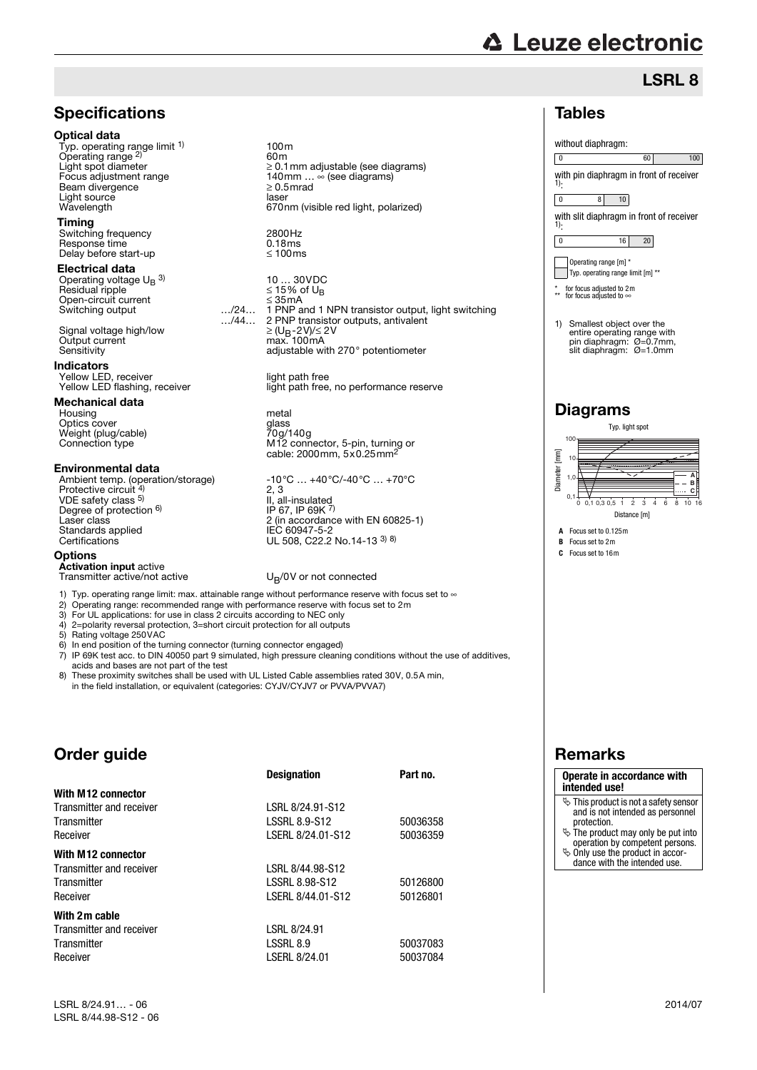# LSRL 8

## Specifications

### Optical data

| | |
|---|---|
| Typ. operating range limit [1] | 100m |
| Operating range [2] | 60m |
| Light spot diameter | ≥ 0.1mm adjustable (see diagrams) |
| Focus adjustment range | 140mm … ∞ (see diagrams) |
| Beam divergence | ≥ 0.5mrad |
| Light source | laser |
| Wavelength | 670nm (visible red light, polarized) |

### Timing

| | |
|---|---|
| Switching frequency | 2800Hz |
| Response time | 0.18ms |
| Delay before start-up | ≤ 100ms |

### Electrical data

| | | |
|---|---|---|
| Operating voltage $U_B$ [3] | | 10 … 30VDC |
| Residual ripple | | ≤ 15% of $U_B$ |
| Open-circuit current | | ≤ 35mA |
| Switching output | …/24… | 1 PNP and 1 NPN transistor output, light switching |
| | …/44… | 2 PNP transistor outputs, antivalent |
| Signal voltage high/low | | ≥ ($U_B$-2V)/≤ 2V |
| Output current | | max. 100mA |
| Sensitivity | | adjustable with 270° potentiometer |

### Indicators

| | |
|---|---|
| Yellow LED, receiver | light path free |
| Yellow LED flashing, receiver | light path free, no performance reserve |

### Mechanical data

| | |
|---|---|
| Housing | metal |
| Optics cover | glass |
| Weight (plug/cable) | 70g/140g |
| Connection type | M12 connector, 5-pin, turning or cable: 2000mm, 5x0.25mm² |

### Environmental data

| | |
|---|---|
| Ambient temp. (operation/storage) | -10°C … +40°C/-40°C … +70°C |
| Protective circuit [4] | 2, 3 |
| VDE safety class [5] | II, all-insulated |
| Degree of protection [6] | IP 67, IP 69K [7] |
| Laser class | 2 (in accordance with EN 60825-1) |
| Standards applied | IEC 60947-5-2 |
| Certifications | UL 508, C22.2 No.14-13 [3] [8] |

### Options

| | |
|---|---|
| **Activation input** active | |
| Transmitter active/not active | $U_B$/0V or not connected |

1) Typ. operating range limit: max. attainable range without performance reserve with focus set to ∞
2) Operating range: recommended range with performance reserve with focus set to 2m
3) For UL applications: for use in class 2 circuits according to NEC only
4) 2=polarity reversal protection, 3=short circuit protection for all outputs
5) Rating voltage 250VAC
6) In end position of the turning connector (turning connector engaged)
7) IP 69K test acc. to DIN 40050 part 9 simulated, high pressure cleaning conditions without the use of additives, acids and bases are not part of the test
8) These proximity switches shall be used with UL Listed Cable assemblies rated 30V, 0.5A min, in the field installation, or equivalent (categories: CYJV/CYJV7 or PVVA/PVVA7)

## Tables

without diaphragm:

| 0 | 60 | 100 |
|---|---|---|

with pin diaphragm in front of receiver [1]:

| 0 | 8 | 10 |
|---|---|---|

with slit diaphragm in front of receiver [1]:

| 0 | 16 | 20 |
|---|---|---|

Operating range [m] *
Typ. operating range limit [m] **

\* for focus adjusted to 2m
\*\* for focus adjusted to ∞

1) Smallest object over the entire operating range with pin diaphragm: Ø=0.7mm, slit diaphragm: Ø=1.0mm

## Diagrams

Typ. light spot

Diameter [mm] vs. Distance [m]

**A** Focus set to 0.125m
**B** Focus set to 2m
**C** Focus set to 16m

## Order guide

| | Designation | Part no. |
|---|---|---|
| **With M12 connector** | | |
| Transmitter and receiver | LSRL 8/24.91-S12 | |
| Transmitter | LSSRL 8.9-S12 | 50036358 |
| Receiver | LSERL 8/24.01-S12 | 50036359 |
| **With M12 connector** | | |
| Transmitter and receiver | LSRL 8/44.98-S12 | |
| Transmitter | LSSRL 8.98-S12 | 50126800 |
| Receiver | LSERL 8/44.01-S12 | 50126801 |
| **With 2m cable** | | |
| Transmitter and receiver | LSRL 8/24.91 | |
| Transmitter | LSSRL 8.9 | 50037083 |
| Receiver | LSERL 8/24.01 | 50037084 |

## Remarks

**Operate in accordance with intended use!**

- This product is not a safety sensor and is not intended as personnel protection.
- The product may only be put into operation by competent persons.
- Only use the product in accordance with the intended use.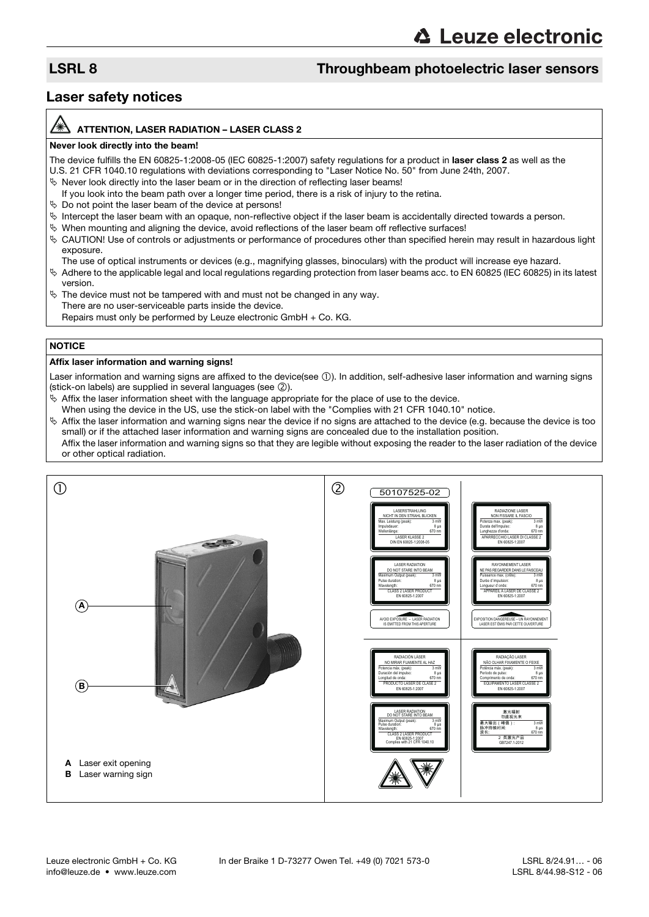## LSRL 8 — Throughbeam photoelectric laser sensors

# Laser safety notices

### ATTENTION, LASER RADIATION – LASER CLASS 2

**Never look directly into the beam!**

The device fulfills the EN 60825-1:2008-05 (IEC 60825-1:2007) safety regulations for a product in **laser class 2** as well as the U.S. 21 CFR 1040.10 regulations with deviations corresponding to "Laser Notice No. 50" from June 24th, 2007.

- Never look directly into the laser beam or in the direction of reflecting laser beams!
  If you look into the beam path over a longer time period, there is a risk of injury to the retina.
- Do not point the laser beam of the device at persons!
- Intercept the laser beam with an opaque, non-reflective object if the laser beam is accidentally directed towards a person.
- When mounting and aligning the device, avoid reflections of the laser beam off reflective surfaces!
- CAUTION! Use of controls or adjustments or performance of procedures other than specified herein may result in hazardous light exposure.
  The use of optical instruments or devices (e.g., magnifying glasses, binoculars) with the product will increase eye hazard.
- Adhere to the applicable legal and local regulations regarding protection from laser beams acc. to EN 60825 (IEC 60825) in its latest version.
- The device must not be tampered with and must not be changed in any way.
  There are no user-serviceable parts inside the device.
  Repairs must only be performed by Leuze electronic GmbH + Co. KG.

### NOTICE

**Affix laser information and warning signs!**

Laser information and warning signs are affixed to the device(see ①). In addition, self-adhesive laser information and warning signs (stick-on labels) are supplied in several languages (see ②).

- Affix the laser information sheet with the language appropriate for the place of use to the device.
  When using the device in the US, use the stick-on label with the "Complies with 21 CFR 1040.10" notice.
- Affix the laser information and warning signs near the device if no signs are attached to the device (e.g. because the device is too small) or if the attached laser information and warning signs are concealed due to the installation position.
  Affix the laser information and warning signs so that they are legible without exposing the reader to the laser radiation of the device or other optical radiation.

①

**A** Laser exit opening
**B** Laser warning sign

②

50107525-02

LASERSTRAHLUNG
NICHT IN DEN STRAHL BLICKEN
Max. Leistung (peak): 3 mW
Impulsdauer: 8 µs
Wellenlänge: 670 nm
LASER KLASSE 2
DIN EN 60825-1:2008-05

RADIAZIONE LASER
NON FISSARE IL FASCIO
Potenza max. (peak): 3 mW
Durata dell'impulso: 8 µs
Lunghezza d'onda: 670 nm
APPARECCHIO LASER DI CLASSE 2
EN 60825-1:2007

LASER RADIATION
DO NOT STARE INTO BEAM
Maximum Output (peak): 3 mW
Pulse duration: 8 µs
Wavelength: 670 nm
CLASS 2 LASER PRODUCT
EN 60825-1:2007

RAYONNEMENT LASER
NE PAS REGARDER DANS LE FAISCEAU
Puissance max. (crête): 3 mW
Durée d'impulsion: 8 µs
Longueur d'onde: 670 nm
APPAREIL À LASER DE CLASSE 2
EN 60825-1:2007

AVOID EXPOSURE – LASER RADIATION IS EMITTED FROM THIS APERTURE

EXPOSITION DANGEREUSE – UN RAYONNEMENT LASER EST ÉMIS PAR CETTE OUVERTURE

RADIACIÓN LÁSER
NO MIRAR FIJAMENTE AL HAZ
Potencia máx. (peak): 3 mW
Duración del impulso: 8 µs
Longitud de onda: 670 nm
PRODUCTO LÁSER DE CLASE 2
EN 60825-1:2007

RADIAÇÃO LASER
NÃO OLHAR FIXAMENTE O FEIXE
Potência máx. (peak): 3 mW
Período de pulso: 8 µs
Comprimento de onda: 670 nm
EQUIPAMENTO LASER CLASSE 2
EN 60825-1:2007

LASER RADIATION
DO NOT STARE INTO BEAM
Maximum Output (peak): 3 mW
Pulse duration: 8 µs
Wavelength: 670 nm
CLASS 2 LASER PRODUCT
EN 60825-1:2007
Complies with 21 CFR 1040.10

激光辐射
勿直视光束
最大输出(峰值): 3 mW
脉冲持续时间: 8 µs
波长: 670 nm
2 类激光产品
GB7247.1-2012